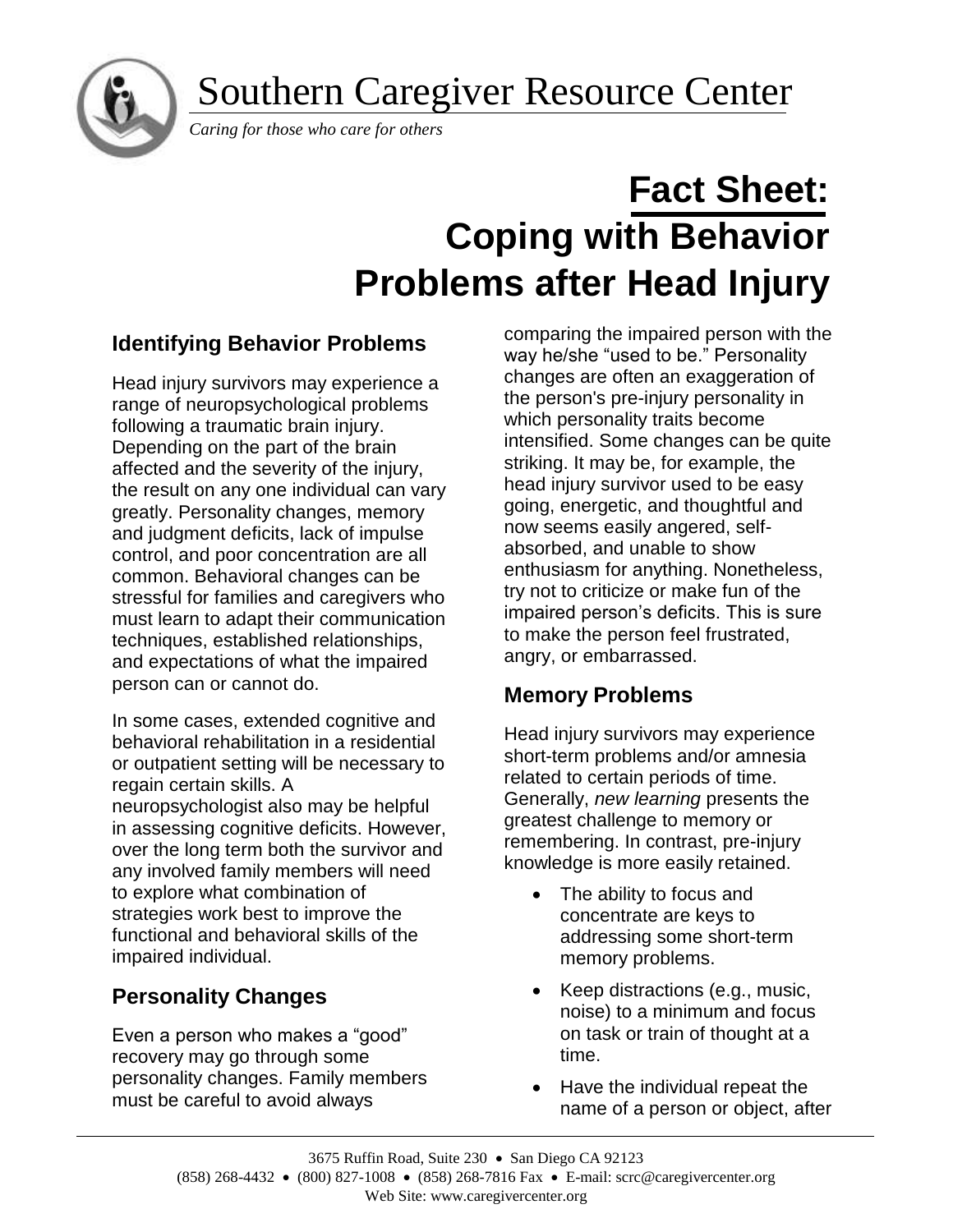# Southern Caregiver Resource Center

*Caring for those who care for others*

# Fact Sheet: Coping with Behavior Problems after Head Injury

## Identifying Behavior Problems

Head injury survivors may experience a range of neuropsychological problems following a traumatic brain injury. Depending on the part of the brain affected and the severity of the injury, the result on any one individual can vary greatly. Personality changes, memory and judgment deficits, lack of impulse control, and poor concentration are all common. Behavioral changes can be stressful for families and caregivers who must learn to adapt their communication techniques, established relationships, and expectations of what the impaired person can or cannot do.

In some cases, extended cognitive and behavioral rehabilitation in a residential or outpatient setting will be necessary to regain certain skills. A neuropsychologist also may be helpful in assessing cognitive deficits. However, over the long term both the survivor and any involved family members will need to explore what combination of strategies work best to improve the functional and behavioral skills of the impaired individual.

## Personality Changes

Even a person who makes a "good" recovery may go through some personality changes. Family members must be careful to avoid always comparing the impaired person with the way he/she "used to be." Personality changes are often an exaggeration of the person's pre-injury personality in which personality traits become intensified. Some changes can be quite striking. It may be, for example, the head injury survivor used to be easy going, energetic, and thoughtful and now seems easily angered, self-absorbed, and unable to show enthusiasm for anything. Nonetheless, try not to criticize or make fun of the impaired person's deficits. This is sure to make the person feel frustrated, angry, or embarrassed.

## Memory Problems

Head injury survivors may experience short-term problems and/or amnesia related to certain periods of time. Generally, *new learning* presents the greatest challenge to memory or remembering. In contrast, pre-injury knowledge is more easily retained.

- The ability to focus and concentrate are keys to addressing some short-term memory problems.
- Keep distractions (e.g., music, noise) to a minimum and focus on task or train of thought at a time.
- Have the individual repeat the name of a person or object, after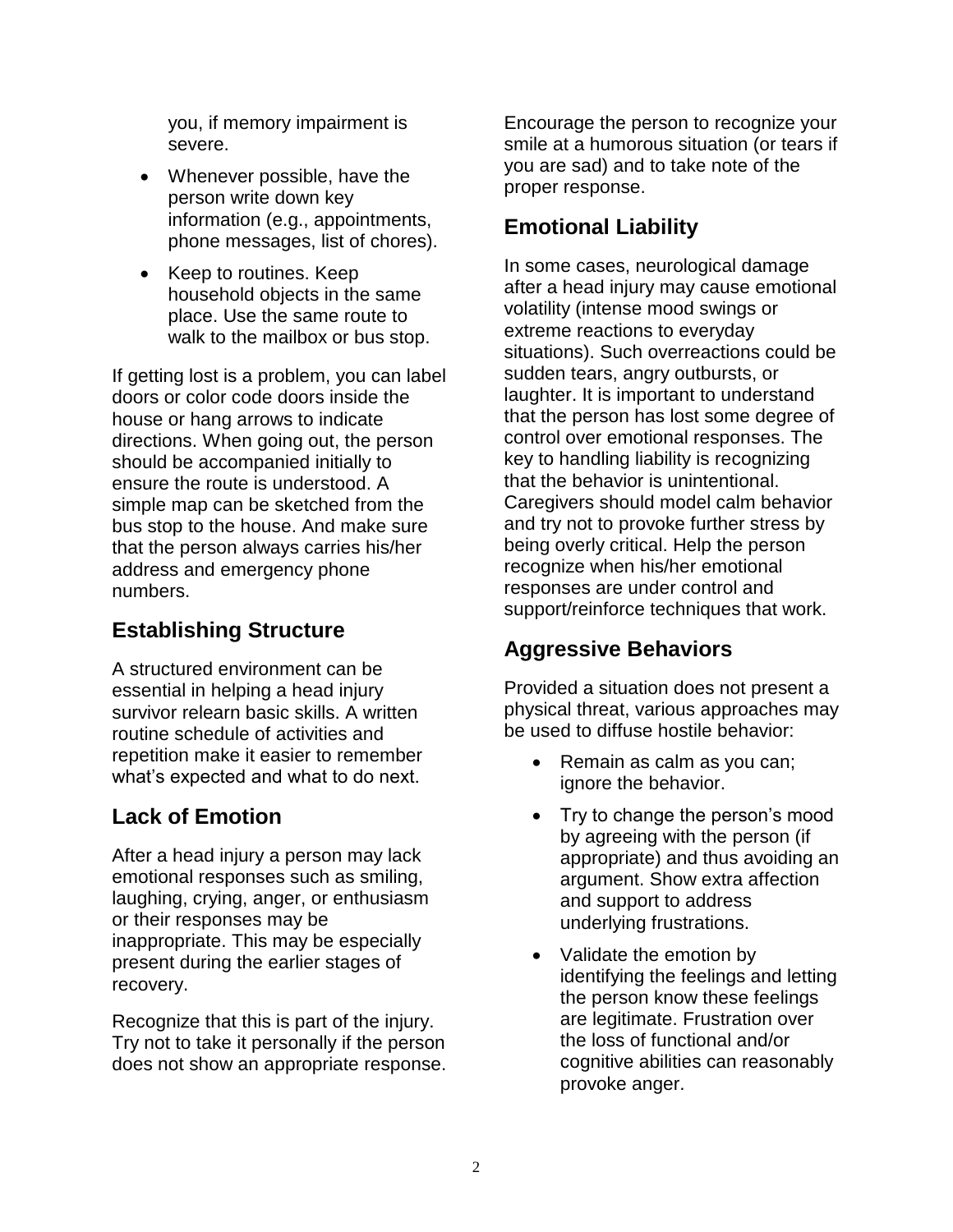you, if memory impairment is severe.

- Whenever possible, have the person write down key information (e.g., appointments, phone messages, list of chores).
- Keep to routines. Keep household objects in the same place. Use the same route to walk to the mailbox or bus stop.

If getting lost is a problem, you can label doors or color code doors inside the house or hang arrows to indicate directions. When going out, the person should be accompanied initially to ensure the route is understood. A simple map can be sketched from the bus stop to the house. And make sure that the person always carries his/her address and emergency phone numbers.

## Establishing Structure

A structured environment can be essential in helping a head injury survivor relearn basic skills. A written routine schedule of activities and repetition make it easier to remember what's expected and what to do next.

## Lack of Emotion

After a head injury a person may lack emotional responses such as smiling, laughing, crying, anger, or enthusiasm or their responses may be inappropriate. This may be especially present during the earlier stages of recovery.

Recognize that this is part of the injury. Try not to take it personally if the person does not show an appropriate response. Encourage the person to recognize your smile at a humorous situation (or tears if you are sad) and to take note of the proper response.

## Emotional Liability

In some cases, neurological damage after a head injury may cause emotional volatility (intense mood swings or extreme reactions to everyday situations). Such overreactions could be sudden tears, angry outbursts, or laughter. It is important to understand that the person has lost some degree of control over emotional responses. The key to handling liability is recognizing that the behavior is unintentional. Caregivers should model calm behavior and try not to provoke further stress by being overly critical. Help the person recognize when his/her emotional responses are under control and support/reinforce techniques that work.

## Aggressive Behaviors

Provided a situation does not present a physical threat, various approaches may be used to diffuse hostile behavior:

- Remain as calm as you can; ignore the behavior.
- Try to change the person's mood by agreeing with the person (if appropriate) and thus avoiding an argument. Show extra affection and support to address underlying frustrations.
- Validate the emotion by identifying the feelings and letting the person know these feelings are legitimate. Frustration over the loss of functional and/or cognitive abilities can reasonably provoke anger.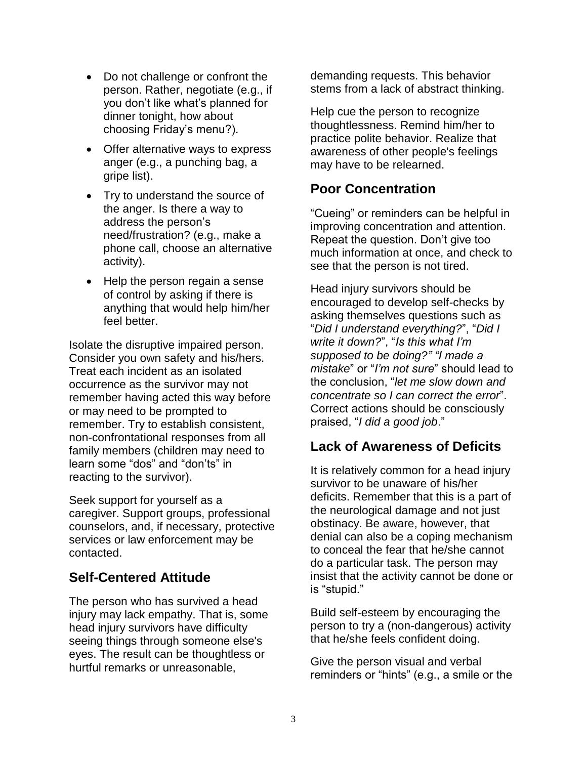- Do not challenge or confront the person. Rather, negotiate (e.g., if you don't like what's planned for dinner tonight, how about choosing Friday's menu?).
- Offer alternative ways to express anger (e.g., a punching bag, a gripe list).
- Try to understand the source of the anger. Is there a way to address the person's need/frustration? (e.g., make a phone call, choose an alternative activity).
- Help the person regain a sense of control by asking if there is anything that would help him/her feel better.

Isolate the disruptive impaired person. Consider you own safety and his/hers. Treat each incident as an isolated occurrence as the survivor may not remember having acted this way before or may need to be prompted to remember. Try to establish consistent, non-confrontational responses from all family members (children may need to learn some "dos" and "don'ts" in reacting to the survivor).

Seek support for yourself as a caregiver. Support groups, professional counselors, and, if necessary, protective services or law enforcement may be contacted.

## Self-Centered Attitude

The person who has survived a head injury may lack empathy. That is, some head injury survivors have difficulty seeing things through someone else's eyes. The result can be thoughtless or hurtful remarks or unreasonable, demanding requests. This behavior stems from a lack of abstract thinking.

Help cue the person to recognize thoughtlessness. Remind him/her to practice polite behavior. Realize that awareness of other people's feelings may have to be relearned.

## Poor Concentration

"Cueing" or reminders can be helpful in improving concentration and attention. Repeat the question. Don't give too much information at once, and check to see that the person is not tired.

Head injury survivors should be encouraged to develop self-checks by asking themselves questions such as "*Did I understand everything?*", "*Did I write it down?*", "*Is this what I'm supposed to be doing?" "I made a mistake*" or "*I'm not sure*" should lead to the conclusion, "*let me slow down and concentrate so I can correct the error*". Correct actions should be consciously praised, "*I did a good job*."

## Lack of Awareness of Deficits

It is relatively common for a head injury survivor to be unaware of his/her deficits. Remember that this is a part of the neurological damage and not just obstinacy. Be aware, however, that denial can also be a coping mechanism to conceal the fear that he/she cannot do a particular task. The person may insist that the activity cannot be done or is "stupid."

Build self-esteem by encouraging the person to try a (non-dangerous) activity that he/she feels confident doing.

Give the person visual and verbal reminders or "hints" (e.g., a smile or the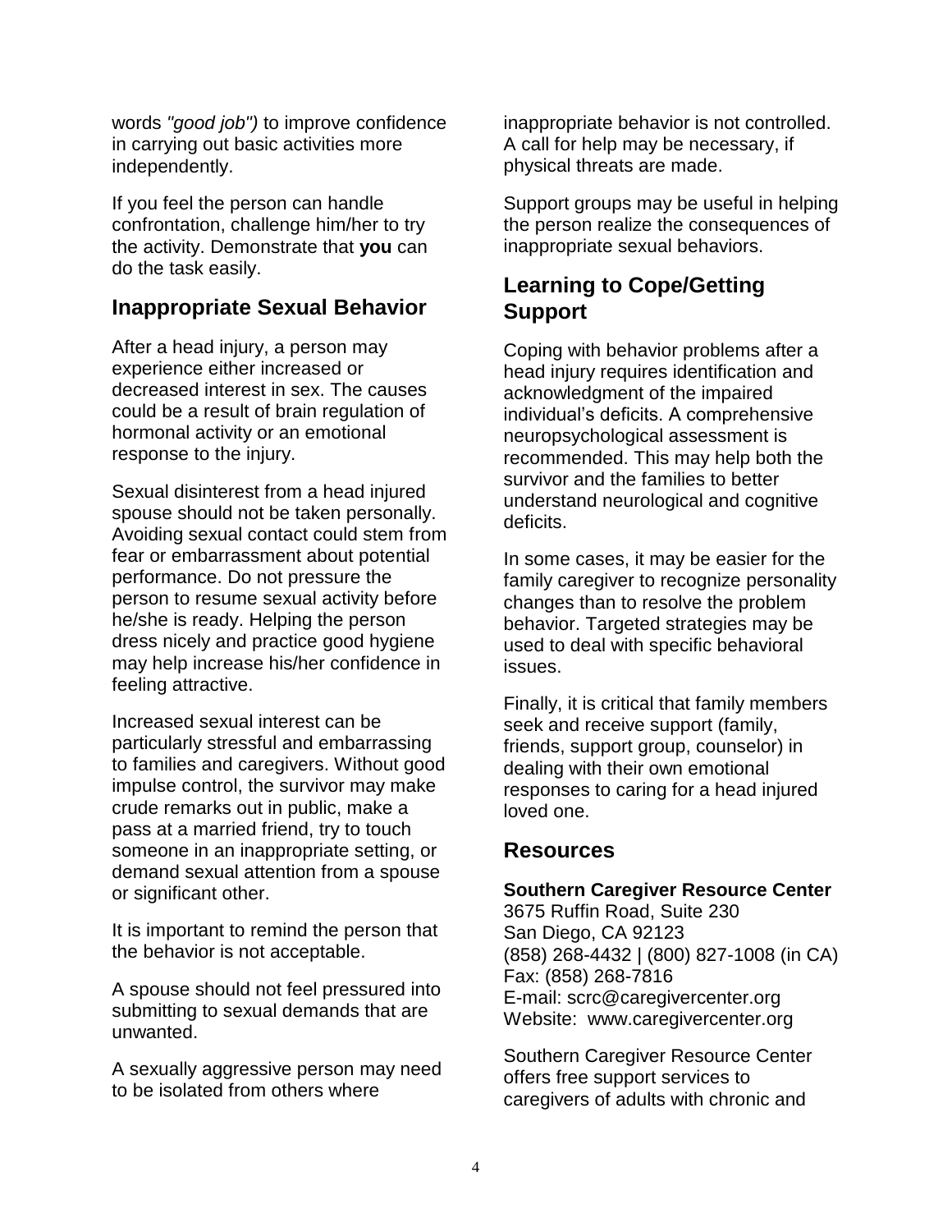words *"good job")* to improve confidence in carrying out basic activities more independently.

If you feel the person can handle confrontation, challenge him/her to try the activity. Demonstrate that **you** can do the task easily.

## Inappropriate Sexual Behavior

After a head injury, a person may experience either increased or decreased interest in sex. The causes could be a result of brain regulation of hormonal activity or an emotional response to the injury.

Sexual disinterest from a head injured spouse should not be taken personally. Avoiding sexual contact could stem from fear or embarrassment about potential performance. Do not pressure the person to resume sexual activity before he/she is ready. Helping the person dress nicely and practice good hygiene may help increase his/her confidence in feeling attractive.

Increased sexual interest can be particularly stressful and embarrassing to families and caregivers. Without good impulse control, the survivor may make crude remarks out in public, make a pass at a married friend, try to touch someone in an inappropriate setting, or demand sexual attention from a spouse or significant other.

It is important to remind the person that the behavior is not acceptable.

A spouse should not feel pressured into submitting to sexual demands that are unwanted.

A sexually aggressive person may need to be isolated from others where inappropriate behavior is not controlled. A call for help may be necessary, if physical threats are made.

Support groups may be useful in helping the person realize the consequences of inappropriate sexual behaviors.

## Learning to Cope/Getting Support

Coping with behavior problems after a head injury requires identification and acknowledgment of the impaired individual's deficits. A comprehensive neuropsychological assessment is recommended. This may help both the survivor and the families to better understand neurological and cognitive deficits.

In some cases, it may be easier for the family caregiver to recognize personality changes than to resolve the problem behavior. Targeted strategies may be used to deal with specific behavioral issues.

Finally, it is critical that family members seek and receive support (family, friends, support group, counselor) in dealing with their own emotional responses to caring for a head injured loved one.

## Resources

**Southern Caregiver Resource Center**
3675 Ruffin Road, Suite 230
San Diego, CA 92123
(858) 268-4432 | (800) 827-1008 (in CA)
Fax: (858) 268-7816
E-mail: scrc@caregivercenter.org
Website: www.caregivercenter.org

Southern Caregiver Resource Center offers free support services to caregivers of adults with chronic and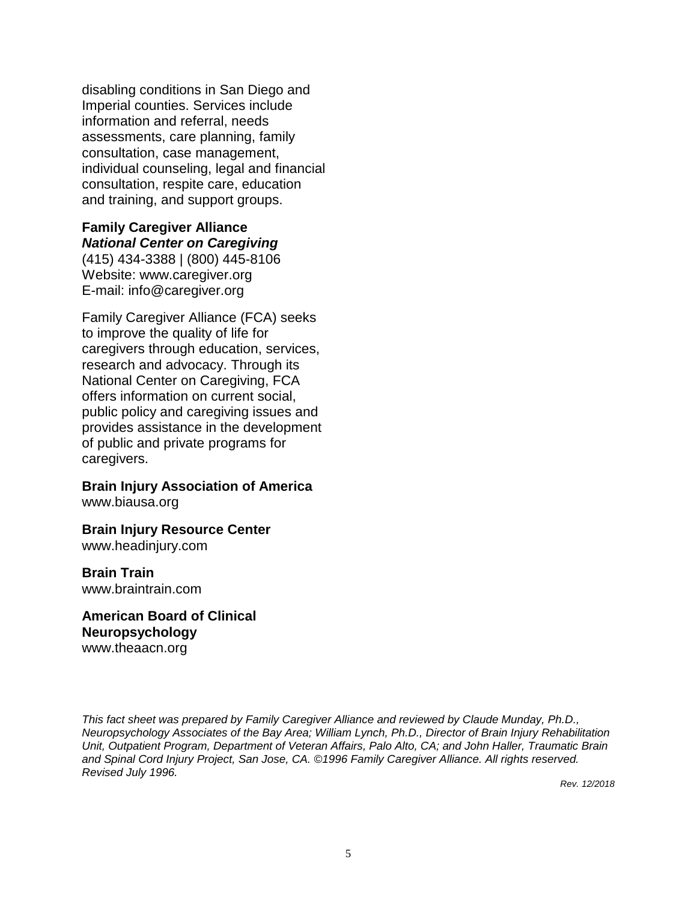disabling conditions in San Diego and Imperial counties. Services include information and referral, needs assessments, care planning, family consultation, case management, individual counseling, legal and financial consultation, respite care, education and training, and support groups.

**Family Caregiver Alliance**
***National Center on Caregiving***
(415) 434-3388 | (800) 445-8106
Website: www.caregiver.org
E-mail: info@caregiver.org

Family Caregiver Alliance (FCA) seeks to improve the quality of life for caregivers through education, services, research and advocacy. Through its National Center on Caregiving, FCA offers information on current social, public policy and caregiving issues and provides assistance in the development of public and private programs for caregivers.

**Brain Injury Association of America**
www.biausa.org

**Brain Injury Resource Center**
www.headinjury.com

**Brain Train**
www.braintrain.com

**American Board of Clinical Neuropsychology**
www.theaacn.org

*This fact sheet was prepared by Family Caregiver Alliance and reviewed by Claude Munday, Ph.D., Neuropsychology Associates of the Bay Area; William Lynch, Ph.D., Director of Brain Injury Rehabilitation Unit, Outpatient Program, Department of Veteran Affairs, Palo Alto, CA; and John Haller, Traumatic Brain and Spinal Cord Injury Project, San Jose, CA. ©1996 Family Caregiver Alliance. All rights reserved. Revised July 1996.*

*Rev. 12/2018*